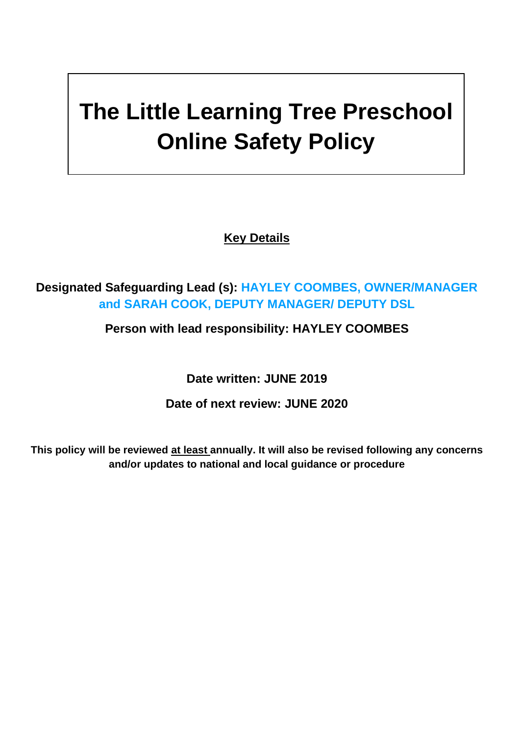# The Little Learning Tree Preschool Online Safety Policy

**<u>Key Details</u>**

**Designated Safeguarding Lead (s): HAYLEY COOMBES, OWNER/MANAGER and SARAH COOK, DEPUTY MANAGER/ DEPUTY DSL**

**Person with lead responsibility: HAYLEY COOMBES**

**Date written: JUNE 2019**

**Date of next review: JUNE 2020**

**This policy will be reviewed <u>at least</u> annually. It will also be revised following any concerns and/or updates to national and local guidance or procedure**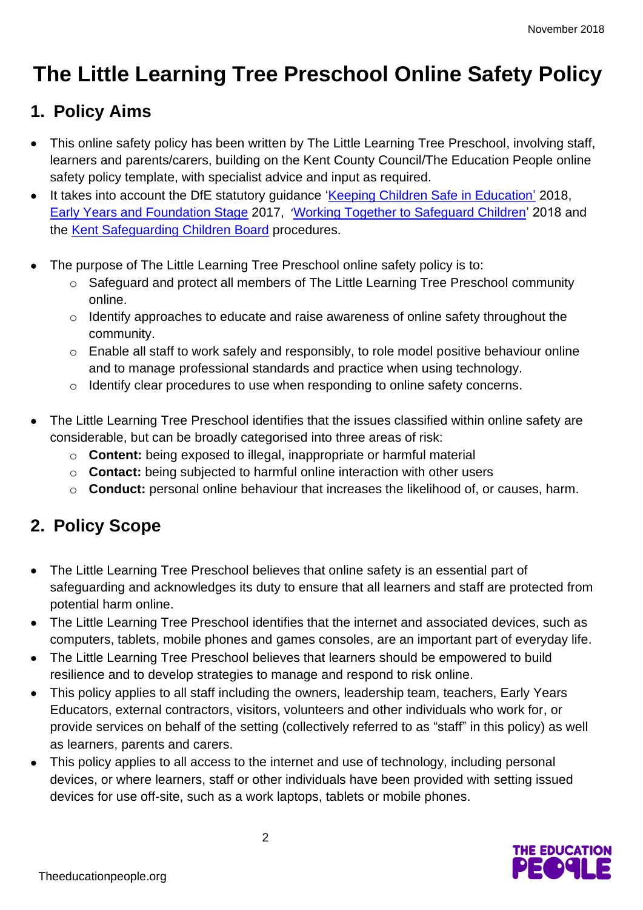# The Little Learning Tree Preschool Online Safety Policy

## 1. Policy Aims

- This online safety policy has been written by The Little Learning Tree Preschool, involving staff, learners and parents/carers, building on the Kent County Council/The Education People online safety policy template, with specialist advice and input as required.
- It takes into account the DfE statutory guidance 'Keeping Children Safe in Education' 2018, Early Years and Foundation Stage 2017, 'Working Together to Safeguard Children' 2018 and the Kent Safeguarding Children Board procedures.
- The purpose of The Little Learning Tree Preschool online safety policy is to:
    - Safeguard and protect all members of The Little Learning Tree Preschool community online.
    - Identify approaches to educate and raise awareness of online safety throughout the community.
    - Enable all staff to work safely and responsibly, to role model positive behaviour online and to manage professional standards and practice when using technology.
    - Identify clear procedures to use when responding to online safety concerns.
- The Little Learning Tree Preschool identifies that the issues classified within online safety are considerable, but can be broadly categorised into three areas of risk:
    - **Content:** being exposed to illegal, inappropriate or harmful material
    - **Contact:** being subjected to harmful online interaction with other users
    - **Conduct:** personal online behaviour that increases the likelihood of, or causes, harm.

## 2. Policy Scope

- The Little Learning Tree Preschool believes that online safety is an essential part of safeguarding and acknowledges its duty to ensure that all learners and staff are protected from potential harm online.
- The Little Learning Tree Preschool identifies that the internet and associated devices, such as computers, tablets, mobile phones and games consoles, are an important part of everyday life.
- The Little Learning Tree Preschool believes that learners should be empowered to build resilience and to develop strategies to manage and respond to risk online.
- This policy applies to all staff including the owners, leadership team, teachers, Early Years Educators, external contractors, visitors, volunteers and other individuals who work for, or provide services on behalf of the setting (collectively referred to as "staff" in this policy) as well as learners, parents and carers.
- This policy applies to all access to the internet and use of technology, including personal devices, or where learners, staff or other individuals have been provided with setting issued devices for use off-site, such as a work laptops, tablets or mobile phones.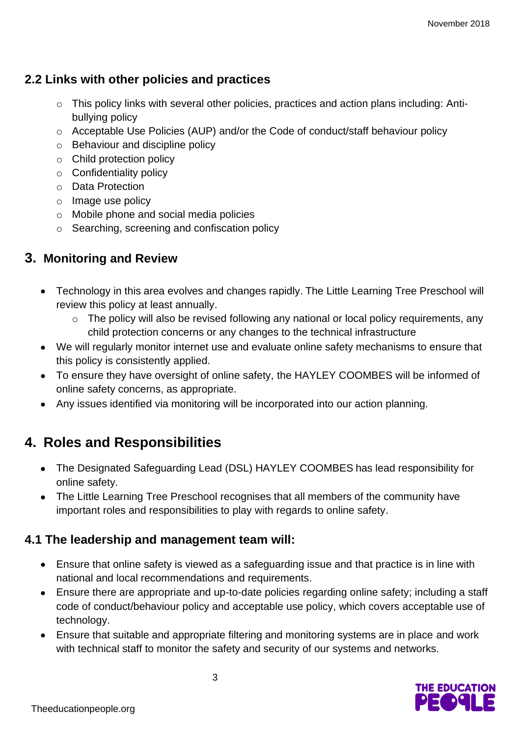### 2.2 Links with other policies and practices

- This policy links with several other policies, practices and action plans including: Anti-bullying policy
- Acceptable Use Policies (AUP) and/or the Code of conduct/staff behaviour policy
- Behaviour and discipline policy
- Child protection policy
- Confidentiality policy
- Data Protection
- Image use policy
- Mobile phone and social media policies
- Searching, screening and confiscation policy

## 3. Monitoring and Review

- Technology in this area evolves and changes rapidly. The Little Learning Tree Preschool will review this policy at least annually.
  - The policy will also be revised following any national or local policy requirements, any child protection concerns or any changes to the technical infrastructure
- We will regularly monitor internet use and evaluate online safety mechanisms to ensure that this policy is consistently applied.
- To ensure they have oversight of online safety, the HAYLEY COOMBES will be informed of online safety concerns, as appropriate.
- Any issues identified via monitoring will be incorporated into our action planning.

## 4. Roles and Responsibilities

- The Designated Safeguarding Lead (DSL) HAYLEY COOMBES has lead responsibility for online safety.
- The Little Learning Tree Preschool recognises that all members of the community have important roles and responsibilities to play with regards to online safety.

### 4.1 The leadership and management team will:

- Ensure that online safety is viewed as a safeguarding issue and that practice is in line with national and local recommendations and requirements.
- Ensure there are appropriate and up-to-date policies regarding online safety; including a staff code of conduct/behaviour policy and acceptable use policy, which covers acceptable use of technology.
- Ensure that suitable and appropriate filtering and monitoring systems are in place and work with technical staff to monitor the safety and security of our systems and networks.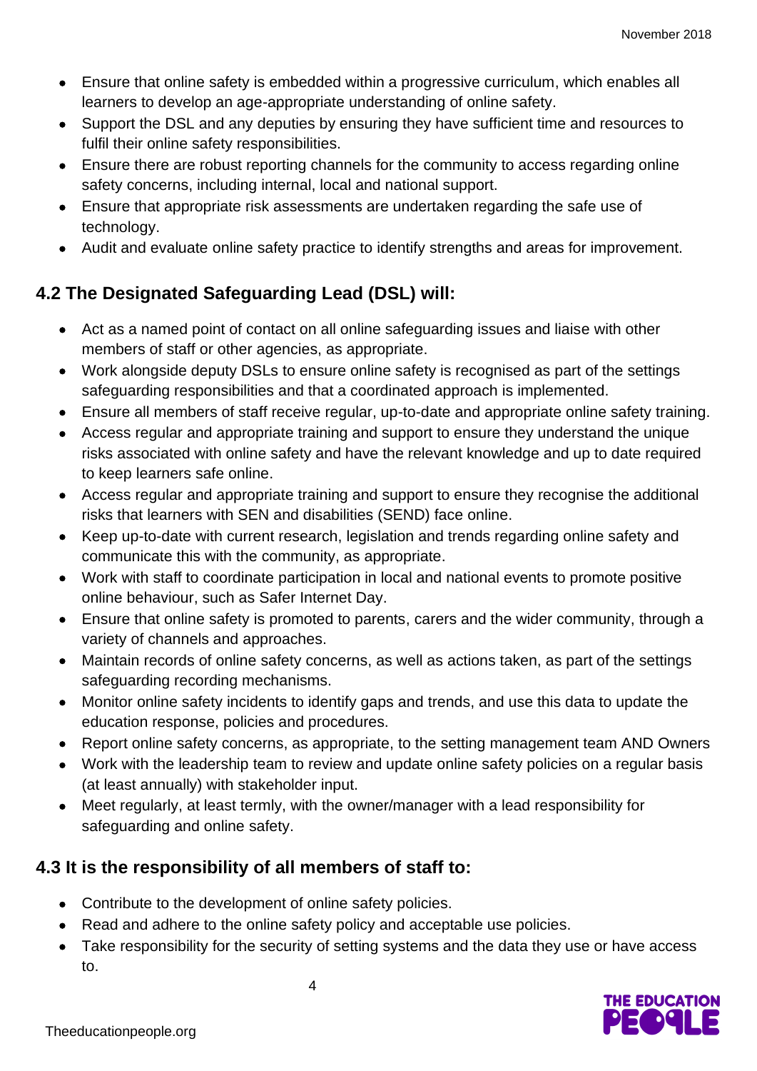- Ensure that online safety is embedded within a progressive curriculum, which enables all learners to develop an age-appropriate understanding of online safety.
- Support the DSL and any deputies by ensuring they have sufficient time and resources to fulfil their online safety responsibilities.
- Ensure there are robust reporting channels for the community to access regarding online safety concerns, including internal, local and national support.
- Ensure that appropriate risk assessments are undertaken regarding the safe use of technology.
- Audit and evaluate online safety practice to identify strengths and areas for improvement.

## 4.2 The Designated Safeguarding Lead (DSL) will:

- Act as a named point of contact on all online safeguarding issues and liaise with other members of staff or other agencies, as appropriate.
- Work alongside deputy DSLs to ensure online safety is recognised as part of the settings safeguarding responsibilities and that a coordinated approach is implemented.
- Ensure all members of staff receive regular, up-to-date and appropriate online safety training.
- Access regular and appropriate training and support to ensure they understand the unique risks associated with online safety and have the relevant knowledge and up to date required to keep learners safe online.
- Access regular and appropriate training and support to ensure they recognise the additional risks that learners with SEN and disabilities (SEND) face online.
- Keep up-to-date with current research, legislation and trends regarding online safety and communicate this with the community, as appropriate.
- Work with staff to coordinate participation in local and national events to promote positive online behaviour, such as Safer Internet Day.
- Ensure that online safety is promoted to parents, carers and the wider community, through a variety of channels and approaches.
- Maintain records of online safety concerns, as well as actions taken, as part of the settings safeguarding recording mechanisms.
- Monitor online safety incidents to identify gaps and trends, and use this data to update the education response, policies and procedures.
- Report online safety concerns, as appropriate, to the setting management team AND Owners
- Work with the leadership team to review and update online safety policies on a regular basis (at least annually) with stakeholder input.
- Meet regularly, at least termly, with the owner/manager with a lead responsibility for safeguarding and online safety.

## 4.3 It is the responsibility of all members of staff to:

- Contribute to the development of online safety policies.
- Read and adhere to the online safety policy and acceptable use policies.
- Take responsibility for the security of setting systems and the data they use or have access to.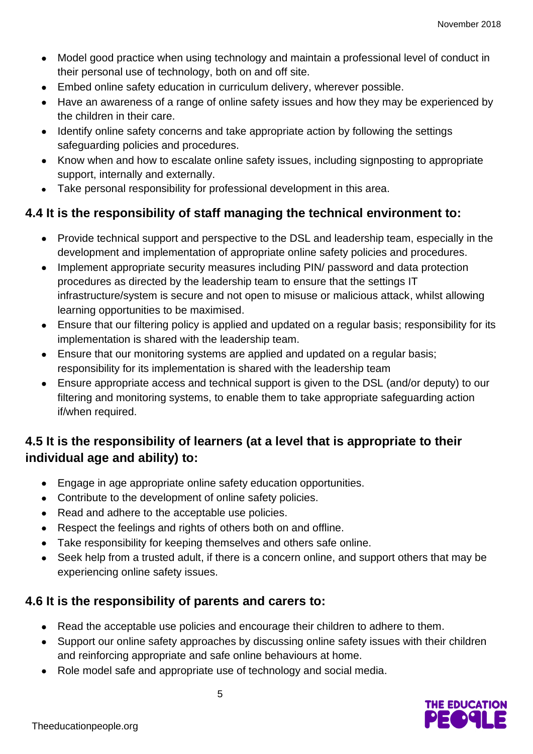- Model good practice when using technology and maintain a professional level of conduct in their personal use of technology, both on and off site.
- Embed online safety education in curriculum delivery, wherever possible.
- Have an awareness of a range of online safety issues and how they may be experienced by the children in their care.
- Identify online safety concerns and take appropriate action by following the settings safeguarding policies and procedures.
- Know when and how to escalate online safety issues, including signposting to appropriate support, internally and externally.
- Take personal responsibility for professional development in this area.

### 4.4 It is the responsibility of staff managing the technical environment to:

- Provide technical support and perspective to the DSL and leadership team, especially in the development and implementation of appropriate online safety policies and procedures.
- Implement appropriate security measures including PIN/ password and data protection procedures as directed by the leadership team to ensure that the settings IT infrastructure/system is secure and not open to misuse or malicious attack, whilst allowing learning opportunities to be maximised.
- Ensure that our filtering policy is applied and updated on a regular basis; responsibility for its implementation is shared with the leadership team.
- Ensure that our monitoring systems are applied and updated on a regular basis; responsibility for its implementation is shared with the leadership team
- Ensure appropriate access and technical support is given to the DSL (and/or deputy) to our filtering and monitoring systems, to enable them to take appropriate safeguarding action if/when required.

### 4.5 It is the responsibility of learners (at a level that is appropriate to their individual age and ability) to:

- Engage in age appropriate online safety education opportunities.
- Contribute to the development of online safety policies.
- Read and adhere to the acceptable use policies.
- Respect the feelings and rights of others both on and offline.
- Take responsibility for keeping themselves and others safe online.
- Seek help from a trusted adult, if there is a concern online, and support others that may be experiencing online safety issues.

### 4.6 It is the responsibility of parents and carers to:

- Read the acceptable use policies and encourage their children to adhere to them.
- Support our online safety approaches by discussing online safety issues with their children and reinforcing appropriate and safe online behaviours at home.
- Role model safe and appropriate use of technology and social media.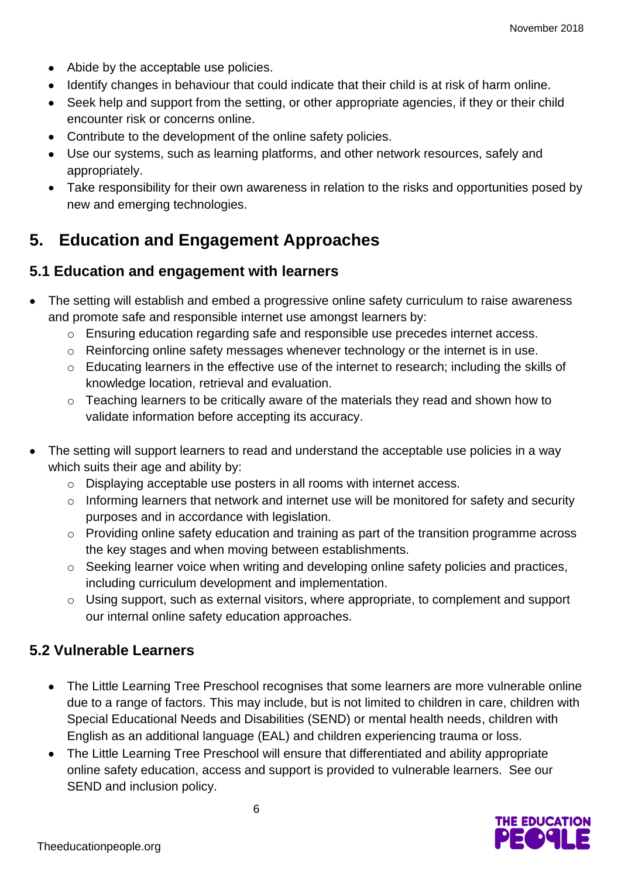- Abide by the acceptable use policies.
- Identify changes in behaviour that could indicate that their child is at risk of harm online.
- Seek help and support from the setting, or other appropriate agencies, if they or their child encounter risk or concerns online.
- Contribute to the development of the online safety policies.
- Use our systems, such as learning platforms, and other network resources, safely and appropriately.
- Take responsibility for their own awareness in relation to the risks and opportunities posed by new and emerging technologies.

## 5. Education and Engagement Approaches

### 5.1 Education and engagement with learners

- The setting will establish and embed a progressive online safety curriculum to raise awareness and promote safe and responsible internet use amongst learners by:
  - Ensuring education regarding safe and responsible use precedes internet access.
  - Reinforcing online safety messages whenever technology or the internet is in use.
  - Educating learners in the effective use of the internet to research; including the skills of knowledge location, retrieval and evaluation.
  - Teaching learners to be critically aware of the materials they read and shown how to validate information before accepting its accuracy.

- The setting will support learners to read and understand the acceptable use policies in a way which suits their age and ability by:
  - Displaying acceptable use posters in all rooms with internet access.
  - Informing learners that network and internet use will be monitored for safety and security purposes and in accordance with legislation.
  - Providing online safety education and training as part of the transition programme across the key stages and when moving between establishments.
  - Seeking learner voice when writing and developing online safety policies and practices, including curriculum development and implementation.
  - Using support, such as external visitors, where appropriate, to complement and support our internal online safety education approaches.

### 5.2 Vulnerable Learners

- The Little Learning Tree Preschool recognises that some learners are more vulnerable online due to a range of factors. This may include, but is not limited to children in care, children with Special Educational Needs and Disabilities (SEND) or mental health needs, children with English as an additional language (EAL) and children experiencing trauma or loss.
- The Little Learning Tree Preschool will ensure that differentiated and ability appropriate online safety education, access and support is provided to vulnerable learners. See our SEND and inclusion policy.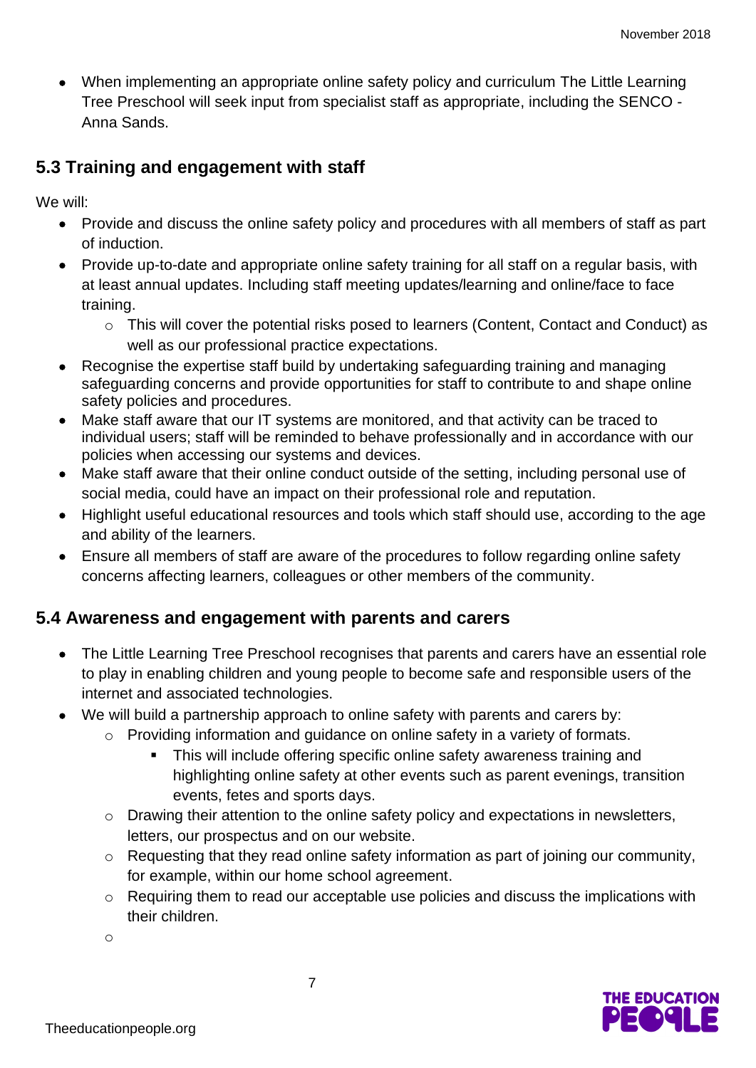- When implementing an appropriate online safety policy and curriculum The Little Learning Tree Preschool will seek input from specialist staff as appropriate, including the SENCO - Anna Sands.

## 5.3 Training and engagement with staff

We will:

- Provide and discuss the online safety policy and procedures with all members of staff as part of induction.
- Provide up-to-date and appropriate online safety training for all staff on a regular basis, with at least annual updates. Including staff meeting updates/learning and online/face to face training.
  - This will cover the potential risks posed to learners (Content, Contact and Conduct) as well as our professional practice expectations.
- Recognise the expertise staff build by undertaking safeguarding training and managing safeguarding concerns and provide opportunities for staff to contribute to and shape online safety policies and procedures.
- Make staff aware that our IT systems are monitored, and that activity can be traced to individual users; staff will be reminded to behave professionally and in accordance with our policies when accessing our systems and devices.
- Make staff aware that their online conduct outside of the setting, including personal use of social media, could have an impact on their professional role and reputation.
- Highlight useful educational resources and tools which staff should use, according to the age and ability of the learners.
- Ensure all members of staff are aware of the procedures to follow regarding online safety concerns affecting learners, colleagues or other members of the community.

## 5.4 Awareness and engagement with parents and carers

- The Little Learning Tree Preschool recognises that parents and carers have an essential role to play in enabling children and young people to become safe and responsible users of the internet and associated technologies.
- We will build a partnership approach to online safety with parents and carers by:
  - Providing information and guidance on online safety in a variety of formats.
    - This will include offering specific online safety awareness training and highlighting online safety at other events such as parent evenings, transition events, fetes and sports days.
  - Drawing their attention to the online safety policy and expectations in newsletters, letters, our prospectus and on our website.
  - Requesting that they read online safety information as part of joining our community, for example, within our home school agreement.
  - Requiring them to read our acceptable use policies and discuss the implications with their children.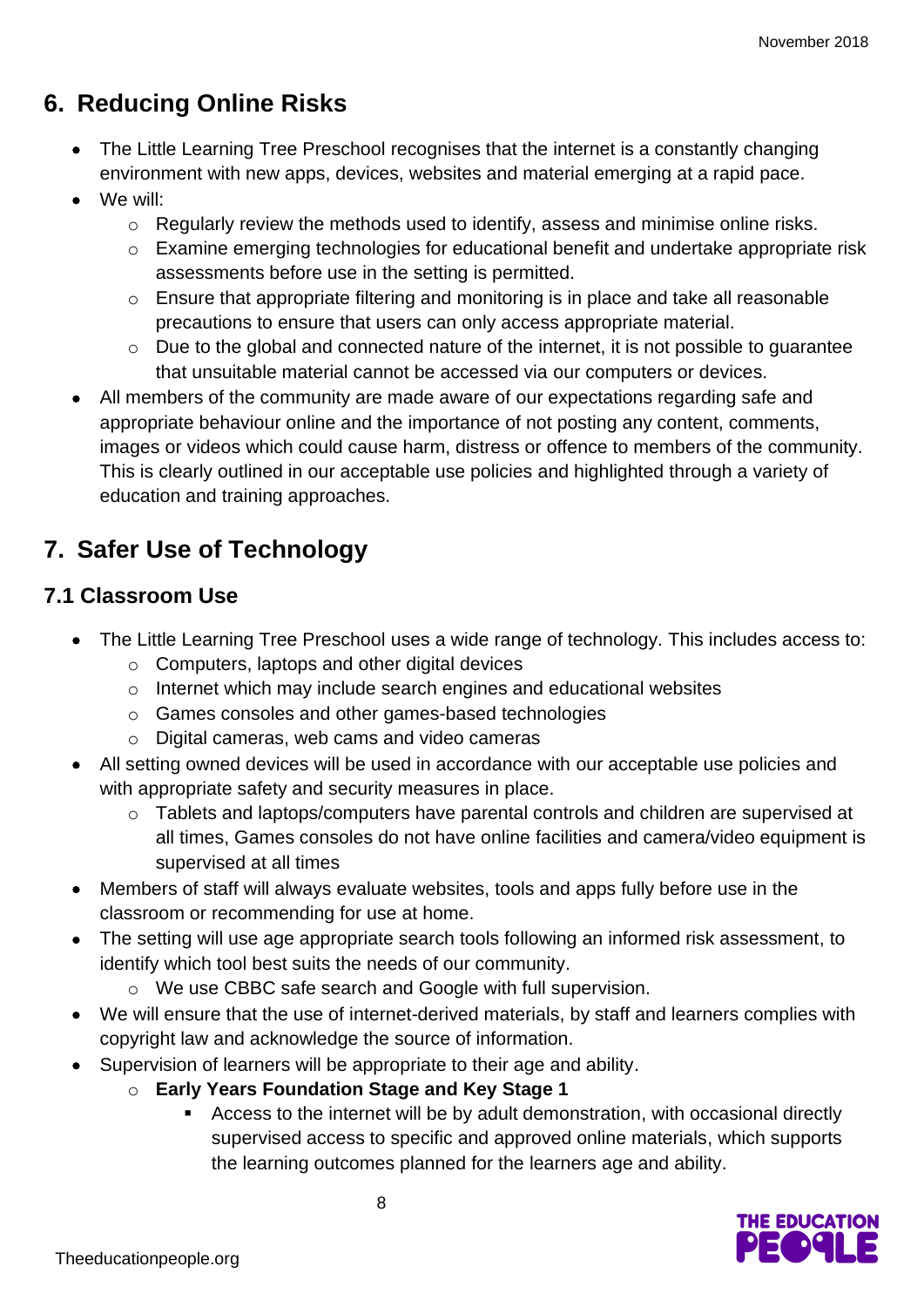## 6. Reducing Online Risks

- The Little Learning Tree Preschool recognises that the internet is a constantly changing environment with new apps, devices, websites and material emerging at a rapid pace.
- We will:
  - Regularly review the methods used to identify, assess and minimise online risks.
  - Examine emerging technologies for educational benefit and undertake appropriate risk assessments before use in the setting is permitted.
  - Ensure that appropriate filtering and monitoring is in place and take all reasonable precautions to ensure that users can only access appropriate material.
  - Due to the global and connected nature of the internet, it is not possible to guarantee that unsuitable material cannot be accessed via our computers or devices.
- All members of the community are made aware of our expectations regarding safe and appropriate behaviour online and the importance of not posting any content, comments, images or videos which could cause harm, distress or offence to members of the community. This is clearly outlined in our acceptable use policies and highlighted through a variety of education and training approaches.

## 7. Safer Use of Technology

### 7.1 Classroom Use

- The Little Learning Tree Preschool uses a wide range of technology. This includes access to:
  - Computers, laptops and other digital devices
  - Internet which may include search engines and educational websites
  - Games consoles and other games-based technologies
  - Digital cameras, web cams and video cameras
- All setting owned devices will be used in accordance with our acceptable use policies and with appropriate safety and security measures in place.
  - Tablets and laptops/computers have parental controls and children are supervised at all times, Games consoles do not have online facilities and camera/video equipment is supervised at all times
- Members of staff will always evaluate websites, tools and apps fully before use in the classroom or recommending for use at home.
- The setting will use age appropriate search tools following an informed risk assessment, to identify which tool best suits the needs of our community.
  - We use CBBC safe search and Google with full supervision.
- We will ensure that the use of internet-derived materials, by staff and learners complies with copyright law and acknowledge the source of information.
- Supervision of learners will be appropriate to their age and ability.
  - **Early Years Foundation Stage and Key Stage 1**
    - Access to the internet will be by adult demonstration, with occasional directly supervised access to specific and approved online materials, which supports the learning outcomes planned for the learners age and ability.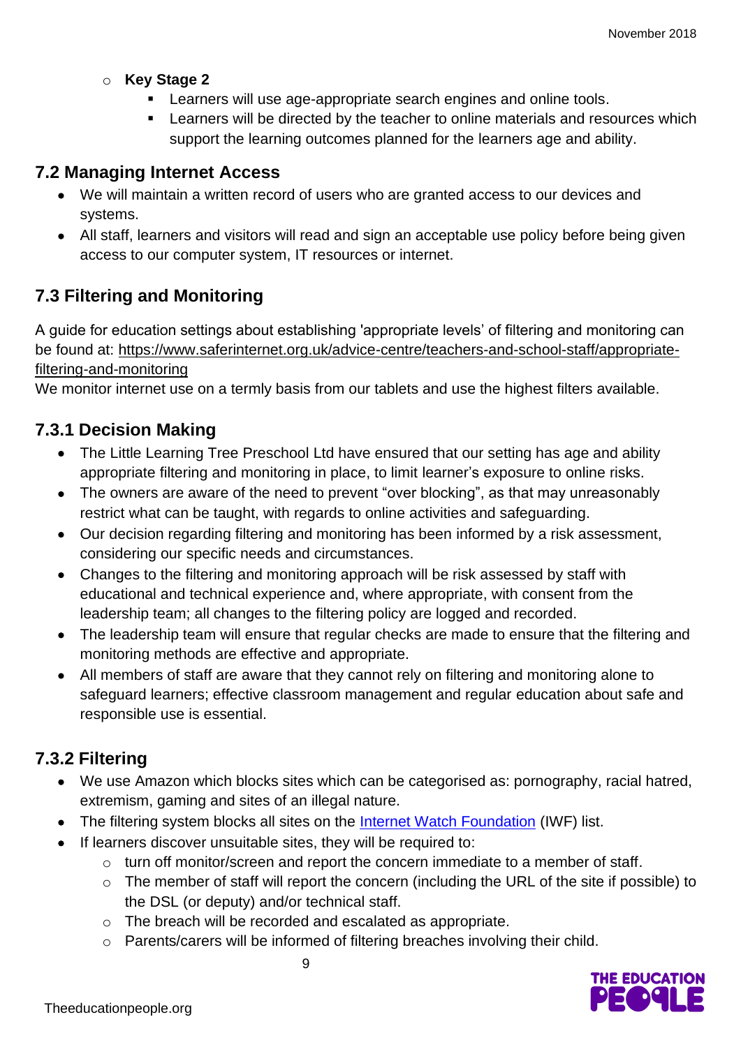- **Key Stage 2**
  - Learners will use age-appropriate search engines and online tools.
  - Learners will be directed by the teacher to online materials and resources which support the learning outcomes planned for the learners age and ability.

## 7.2 Managing Internet Access

- We will maintain a written record of users who are granted access to our devices and systems.
- All staff, learners and visitors will read and sign an acceptable use policy before being given access to our computer system, IT resources or internet.

## 7.3 Filtering and Monitoring

A guide for education settings about establishing 'appropriate levels' of filtering and monitoring can be found at: [https://www.saferinternet.org.uk/advice-centre/teachers-and-school-staff/appropriate-filtering-and-monitoring](https://www.saferinternet.org.uk/advice-centre/teachers-and-school-staff/appropriate-filtering-and-monitoring)
We monitor internet use on a termly basis from our tablets and use the highest filters available.

### 7.3.1 Decision Making

- The Little Learning Tree Preschool Ltd have ensured that our setting has age and ability appropriate filtering and monitoring in place, to limit learner's exposure to online risks.
- The owners are aware of the need to prevent "over blocking", as that may unreasonably restrict what can be taught, with regards to online activities and safeguarding.
- Our decision regarding filtering and monitoring has been informed by a risk assessment, considering our specific needs and circumstances.
- Changes to the filtering and monitoring approach will be risk assessed by staff with educational and technical experience and, where appropriate, with consent from the leadership team; all changes to the filtering policy are logged and recorded.
- The leadership team will ensure that regular checks are made to ensure that the filtering and monitoring methods are effective and appropriate.
- All members of staff are aware that they cannot rely on filtering and monitoring alone to safeguard learners; effective classroom management and regular education about safe and responsible use is essential.

### 7.3.2 Filtering

- We use Amazon which blocks sites which can be categorised as: pornography, racial hatred, extremism, gaming and sites of an illegal nature.
- The filtering system blocks all sites on the [Internet Watch Foundation](https://www.iwf.org.uk/) (IWF) list.
- If learners discover unsuitable sites, they will be required to:
  - turn off monitor/screen and report the concern immediate to a member of staff.
  - The member of staff will report the concern (including the URL of the site if possible) to the DSL (or deputy) and/or technical staff.
  - The breach will be recorded and escalated as appropriate.
  - Parents/carers will be informed of filtering breaches involving their child.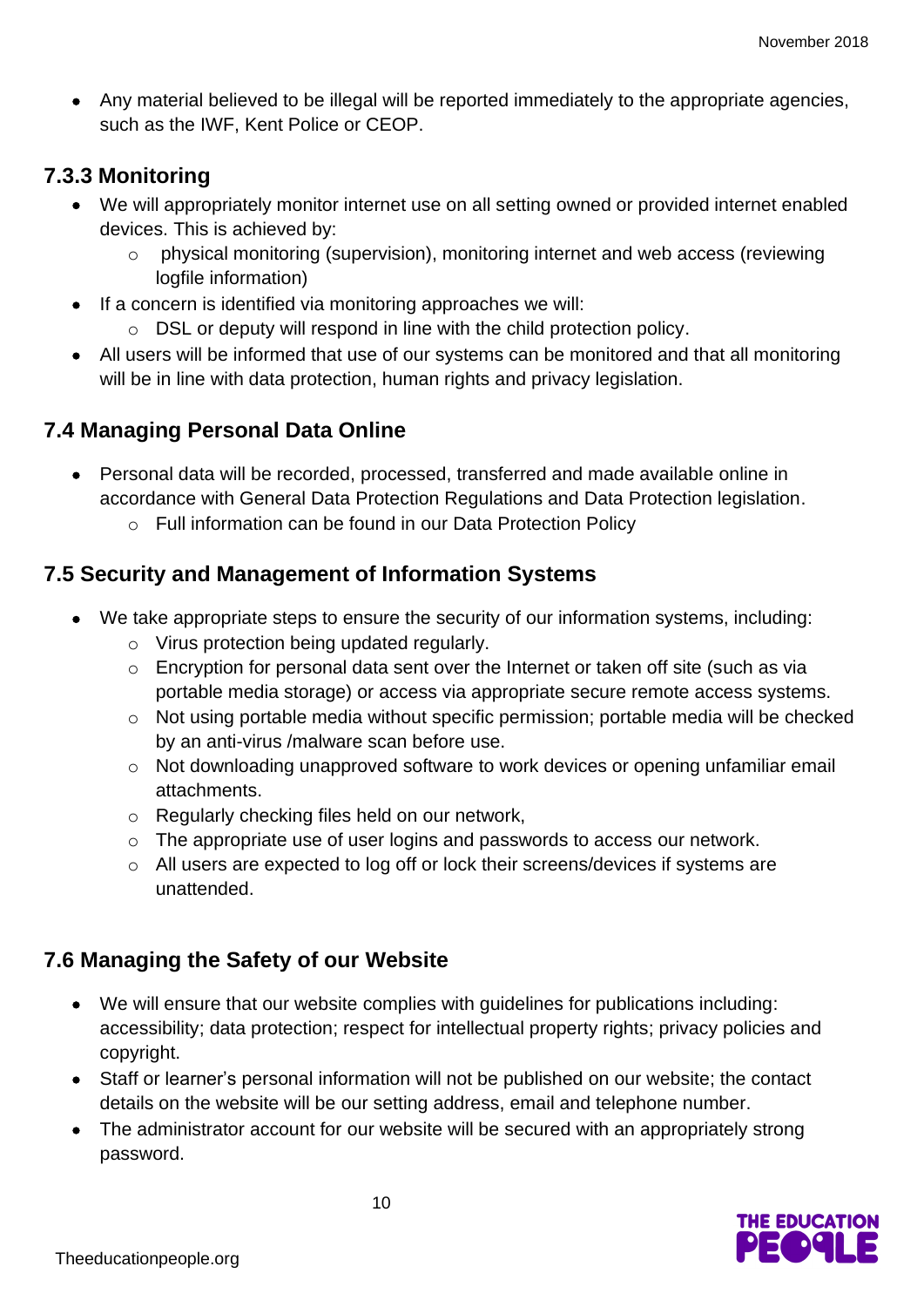- Any material believed to be illegal will be reported immediately to the appropriate agencies, such as the IWF, Kent Police or CEOP.

### 7.3.3 Monitoring

- We will appropriately monitor internet use on all setting owned or provided internet enabled devices. This is achieved by:
  - physical monitoring (supervision), monitoring internet and web access (reviewing logfile information)
- If a concern is identified via monitoring approaches we will:
  - DSL or deputy will respond in line with the child protection policy.
- All users will be informed that use of our systems can be monitored and that all monitoring will be in line with data protection, human rights and privacy legislation.

## 7.4 Managing Personal Data Online

- Personal data will be recorded, processed, transferred and made available online in accordance with General Data Protection Regulations and Data Protection legislation.
  - Full information can be found in our Data Protection Policy

## 7.5 Security and Management of Information Systems

- We take appropriate steps to ensure the security of our information systems, including:
  - Virus protection being updated regularly.
  - Encryption for personal data sent over the Internet or taken off site (such as via portable media storage) or access via appropriate secure remote access systems.
  - Not using portable media without specific permission; portable media will be checked by an anti-virus /malware scan before use.
  - Not downloading unapproved software to work devices or opening unfamiliar email attachments.
  - Regularly checking files held on our network,
  - The appropriate use of user logins and passwords to access our network.
  - All users are expected to log off or lock their screens/devices if systems are unattended.

## 7.6 Managing the Safety of our Website

- We will ensure that our website complies with guidelines for publications including: accessibility; data protection; respect for intellectual property rights; privacy policies and copyright.
- Staff or learner's personal information will not be published on our website; the contact details on the website will be our setting address, email and telephone number.
- The administrator account for our website will be secured with an appropriately strong password.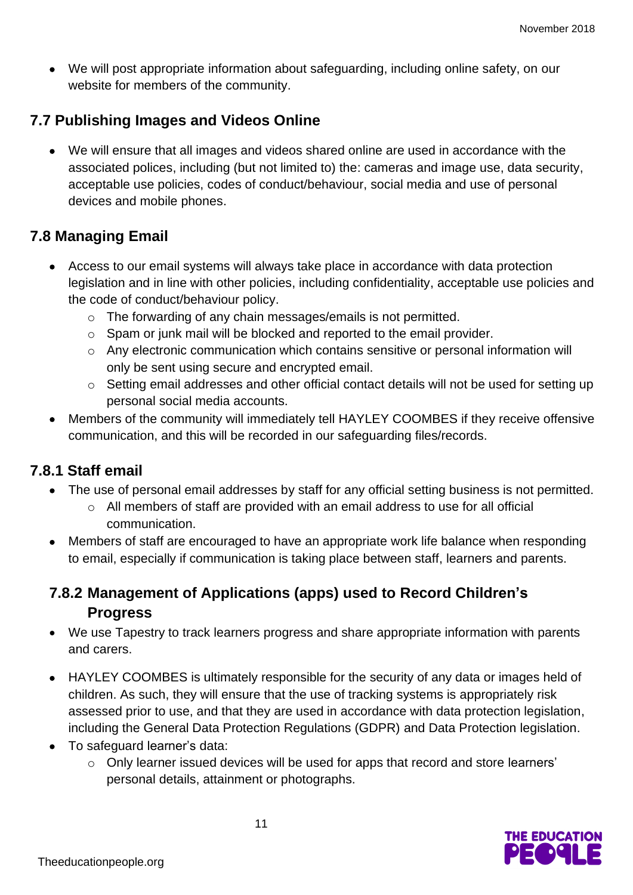- We will post appropriate information about safeguarding, including online safety, on our website for members of the community.

## 7.7 Publishing Images and Videos Online

- We will ensure that all images and videos shared online are used in accordance with the associated polices, including (but not limited to) the: cameras and image use, data security, acceptable use policies, codes of conduct/behaviour, social media and use of personal devices and mobile phones.

## 7.8 Managing Email

- Access to our email systems will always take place in accordance with data protection legislation and in line with other policies, including confidentiality, acceptable use policies and the code of conduct/behaviour policy.
  - The forwarding of any chain messages/emails is not permitted.
  - Spam or junk mail will be blocked and reported to the email provider.
  - Any electronic communication which contains sensitive or personal information will only be sent using secure and encrypted email.
  - Setting email addresses and other official contact details will not be used for setting up personal social media accounts.
- Members of the community will immediately tell HAYLEY COOMBES if they receive offensive communication, and this will be recorded in our safeguarding files/records.

### 7.8.1 Staff email

- The use of personal email addresses by staff for any official setting business is not permitted.
  - All members of staff are provided with an email address to use for all official communication.
- Members of staff are encouraged to have an appropriate work life balance when responding to email, especially if communication is taking place between staff, learners and parents.

### 7.8.2 Management of Applications (apps) used to Record Children's Progress

- We use Tapestry to track learners progress and share appropriate information with parents and carers.
- HAYLEY COOMBES is ultimately responsible for the security of any data or images held of children. As such, they will ensure that the use of tracking systems is appropriately risk assessed prior to use, and that they are used in accordance with data protection legislation, including the General Data Protection Regulations (GDPR) and Data Protection legislation.
- To safeguard learner's data:
  - Only learner issued devices will be used for apps that record and store learners' personal details, attainment or photographs.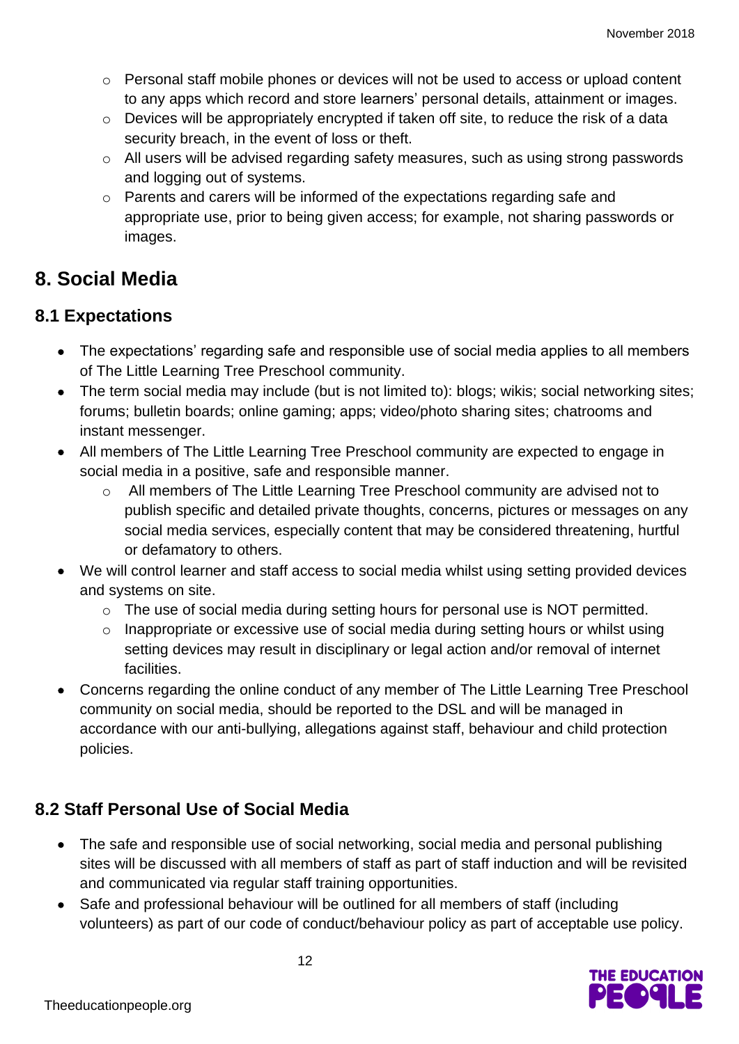- Personal staff mobile phones or devices will not be used to access or upload content to any apps which record and store learners' personal details, attainment or images.
    - Devices will be appropriately encrypted if taken off site, to reduce the risk of a data security breach, in the event of loss or theft.
    - All users will be advised regarding safety measures, such as using strong passwords and logging out of systems.
    - Parents and carers will be informed of the expectations regarding safe and appropriate use, prior to being given access; for example, not sharing passwords or images.

## 8. Social Media

### 8.1 Expectations

- The expectations' regarding safe and responsible use of social media applies to all members of The Little Learning Tree Preschool community.
- The term social media may include (but is not limited to): blogs; wikis; social networking sites; forums; bulletin boards; online gaming; apps; video/photo sharing sites; chatrooms and instant messenger.
- All members of The Little Learning Tree Preschool community are expected to engage in social media in a positive, safe and responsible manner.
    - All members of The Little Learning Tree Preschool community are advised not to publish specific and detailed private thoughts, concerns, pictures or messages on any social media services, especially content that may be considered threatening, hurtful or defamatory to others.
- We will control learner and staff access to social media whilst using setting provided devices and systems on site.
    - The use of social media during setting hours for personal use is NOT permitted.
    - Inappropriate or excessive use of social media during setting hours or whilst using setting devices may result in disciplinary or legal action and/or removal of internet facilities.
- Concerns regarding the online conduct of any member of The Little Learning Tree Preschool community on social media, should be reported to the DSL and will be managed in accordance with our anti-bullying, allegations against staff, behaviour and child protection policies.

### 8.2 Staff Personal Use of Social Media

- The safe and responsible use of social networking, social media and personal publishing sites will be discussed with all members of staff as part of staff induction and will be revisited and communicated via regular staff training opportunities.
- Safe and professional behaviour will be outlined for all members of staff (including volunteers) as part of our code of conduct/behaviour policy as part of acceptable use policy.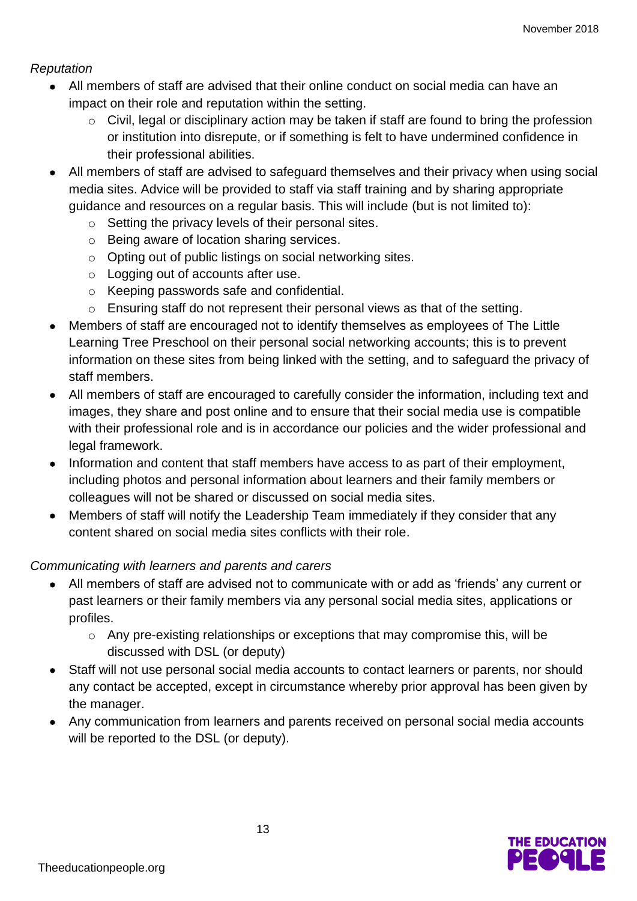*Reputation*

- All members of staff are advised that their online conduct on social media can have an impact on their role and reputation within the setting.
  - Civil, legal or disciplinary action may be taken if staff are found to bring the profession or institution into disrepute, or if something is felt to have undermined confidence in their professional abilities.
- All members of staff are advised to safeguard themselves and their privacy when using social media sites. Advice will be provided to staff via staff training and by sharing appropriate guidance and resources on a regular basis. This will include (but is not limited to):
  - Setting the privacy levels of their personal sites.
  - Being aware of location sharing services.
  - Opting out of public listings on social networking sites.
  - Logging out of accounts after use.
  - Keeping passwords safe and confidential.
  - Ensuring staff do not represent their personal views as that of the setting.
- Members of staff are encouraged not to identify themselves as employees of The Little Learning Tree Preschool on their personal social networking accounts; this is to prevent information on these sites from being linked with the setting, and to safeguard the privacy of staff members.
- All members of staff are encouraged to carefully consider the information, including text and images, they share and post online and to ensure that their social media use is compatible with their professional role and is in accordance our policies and the wider professional and legal framework.
- Information and content that staff members have access to as part of their employment, including photos and personal information about learners and their family members or colleagues will not be shared or discussed on social media sites.
- Members of staff will notify the Leadership Team immediately if they consider that any content shared on social media sites conflicts with their role.

*Communicating with learners and parents and carers*

- All members of staff are advised not to communicate with or add as 'friends' any current or past learners or their family members via any personal social media sites, applications or profiles.
  - Any pre-existing relationships or exceptions that may compromise this, will be discussed with DSL (or deputy)
- Staff will not use personal social media accounts to contact learners or parents, nor should any contact be accepted, except in circumstance whereby prior approval has been given by the manager.
- Any communication from learners and parents received on personal social media accounts will be reported to the DSL (or deputy).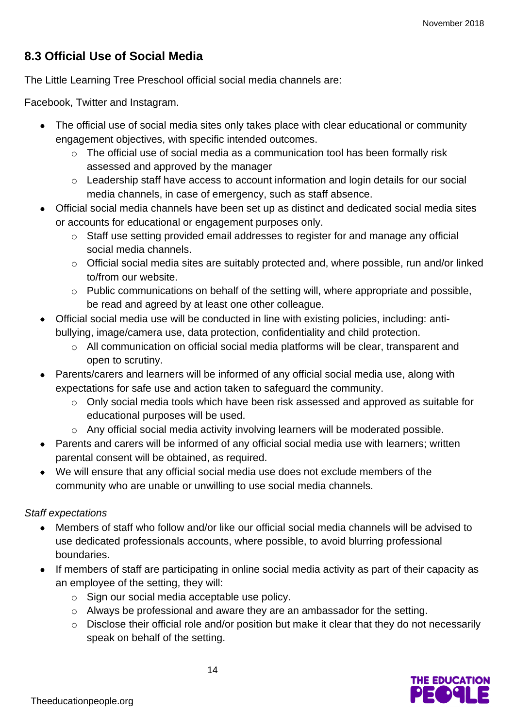## 8.3 Official Use of Social Media

The Little Learning Tree Preschool official social media channels are:

Facebook, Twitter and Instagram.

- The official use of social media sites only takes place with clear educational or community engagement objectives, with specific intended outcomes.
    - The official use of social media as a communication tool has been formally risk assessed and approved by the manager
    - Leadership staff have access to account information and login details for our social media channels, in case of emergency, such as staff absence.
- Official social media channels have been set up as distinct and dedicated social media sites or accounts for educational or engagement purposes only.
    - Staff use setting provided email addresses to register for and manage any official social media channels.
    - Official social media sites are suitably protected and, where possible, run and/or linked to/from our website.
    - Public communications on behalf of the setting will, where appropriate and possible, be read and agreed by at least one other colleague.
- Official social media use will be conducted in line with existing policies, including: anti-bullying, image/camera use, data protection, confidentiality and child protection.
    - All communication on official social media platforms will be clear, transparent and open to scrutiny.
- Parents/carers and learners will be informed of any official social media use, along with expectations for safe use and action taken to safeguard the community.
    - Only social media tools which have been risk assessed and approved as suitable for educational purposes will be used.
    - Any official social media activity involving learners will be moderated possible.
- Parents and carers will be informed of any official social media use with learners; written parental consent will be obtained, as required.
- We will ensure that any official social media use does not exclude members of the community who are unable or unwilling to use social media channels.

*Staff expectations*

- Members of staff who follow and/or like our official social media channels will be advised to use dedicated professionals accounts, where possible, to avoid blurring professional boundaries.
- If members of staff are participating in online social media activity as part of their capacity as an employee of the setting, they will:
    - Sign our social media acceptable use policy.
    - Always be professional and aware they are an ambassador for the setting.
    - Disclose their official role and/or position but make it clear that they do not necessarily speak on behalf of the setting.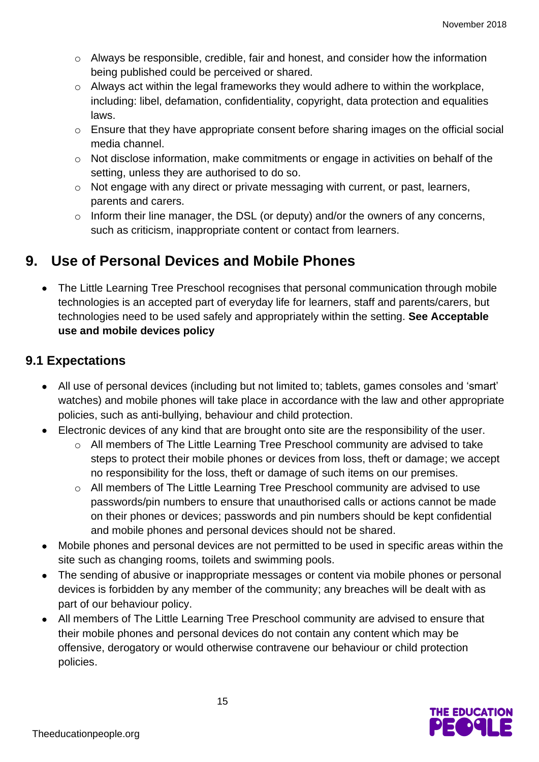- Always be responsible, credible, fair and honest, and consider how the information being published could be perceived or shared.
- Always act within the legal frameworks they would adhere to within the workplace, including: libel, defamation, confidentiality, copyright, data protection and equalities laws.
- Ensure that they have appropriate consent before sharing images on the official social media channel.
- Not disclose information, make commitments or engage in activities on behalf of the setting, unless they are authorised to do so.
- Not engage with any direct or private messaging with current, or past, learners, parents and carers.
- Inform their line manager, the DSL (or deputy) and/or the owners of any concerns, such as criticism, inappropriate content or contact from learners.

## 9. Use of Personal Devices and Mobile Phones

- The Little Learning Tree Preschool recognises that personal communication through mobile technologies is an accepted part of everyday life for learners, staff and parents/carers, but technologies need to be used safely and appropriately within the setting. **See Acceptable use and mobile devices policy**

### 9.1 Expectations

- All use of personal devices (including but not limited to; tablets, games consoles and 'smart' watches) and mobile phones will take place in accordance with the law and other appropriate policies, such as anti-bullying, behaviour and child protection.
- Electronic devices of any kind that are brought onto site are the responsibility of the user.
  - All members of The Little Learning Tree Preschool community are advised to take steps to protect their mobile phones or devices from loss, theft or damage; we accept no responsibility for the loss, theft or damage of such items on our premises.
  - All members of The Little Learning Tree Preschool community are advised to use passwords/pin numbers to ensure that unauthorised calls or actions cannot be made on their phones or devices; passwords and pin numbers should be kept confidential and mobile phones and personal devices should not be shared.
- Mobile phones and personal devices are not permitted to be used in specific areas within the site such as changing rooms, toilets and swimming pools.
- The sending of abusive or inappropriate messages or content via mobile phones or personal devices is forbidden by any member of the community; any breaches will be dealt with as part of our behaviour policy.
- All members of The Little Learning Tree Preschool community are advised to ensure that their mobile phones and personal devices do not contain any content which may be offensive, derogatory or would otherwise contravene our behaviour or child protection policies.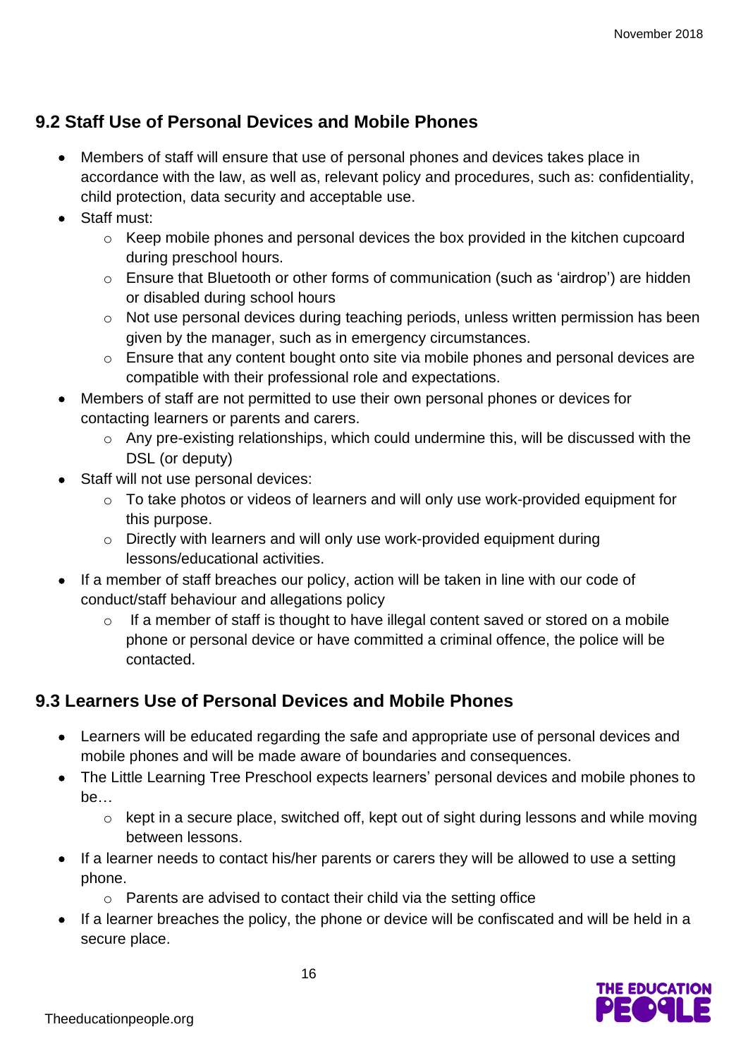## 9.2 Staff Use of Personal Devices and Mobile Phones

- Members of staff will ensure that use of personal phones and devices takes place in accordance with the law, as well as, relevant policy and procedures, such as: confidentiality, child protection, data security and acceptable use.
- Staff must:
  - Keep mobile phones and personal devices the box provided in the kitchen cupcoard during preschool hours.
  - Ensure that Bluetooth or other forms of communication (such as 'airdrop') are hidden or disabled during school hours
  - Not use personal devices during teaching periods, unless written permission has been given by the manager, such as in emergency circumstances.
  - Ensure that any content bought onto site via mobile phones and personal devices are compatible with their professional role and expectations.
- Members of staff are not permitted to use their own personal phones or devices for contacting learners or parents and carers.
  - Any pre-existing relationships, which could undermine this, will be discussed with the DSL (or deputy)
- Staff will not use personal devices:
  - To take photos or videos of learners and will only use work-provided equipment for this purpose.
  - Directly with learners and will only use work-provided equipment during lessons/educational activities.
- If a member of staff breaches our policy, action will be taken in line with our code of conduct/staff behaviour and allegations policy
  - If a member of staff is thought to have illegal content saved or stored on a mobile phone or personal device or have committed a criminal offence, the police will be contacted.

## 9.3 Learners Use of Personal Devices and Mobile Phones

- Learners will be educated regarding the safe and appropriate use of personal devices and mobile phones and will be made aware of boundaries and consequences.
- The Little Learning Tree Preschool expects learners' personal devices and mobile phones to be…
  - kept in a secure place, switched off, kept out of sight during lessons and while moving between lessons.
- If a learner needs to contact his/her parents or carers they will be allowed to use a setting phone.
  - Parents are advised to contact their child via the setting office
- If a learner breaches the policy, the phone or device will be confiscated and will be held in a secure place.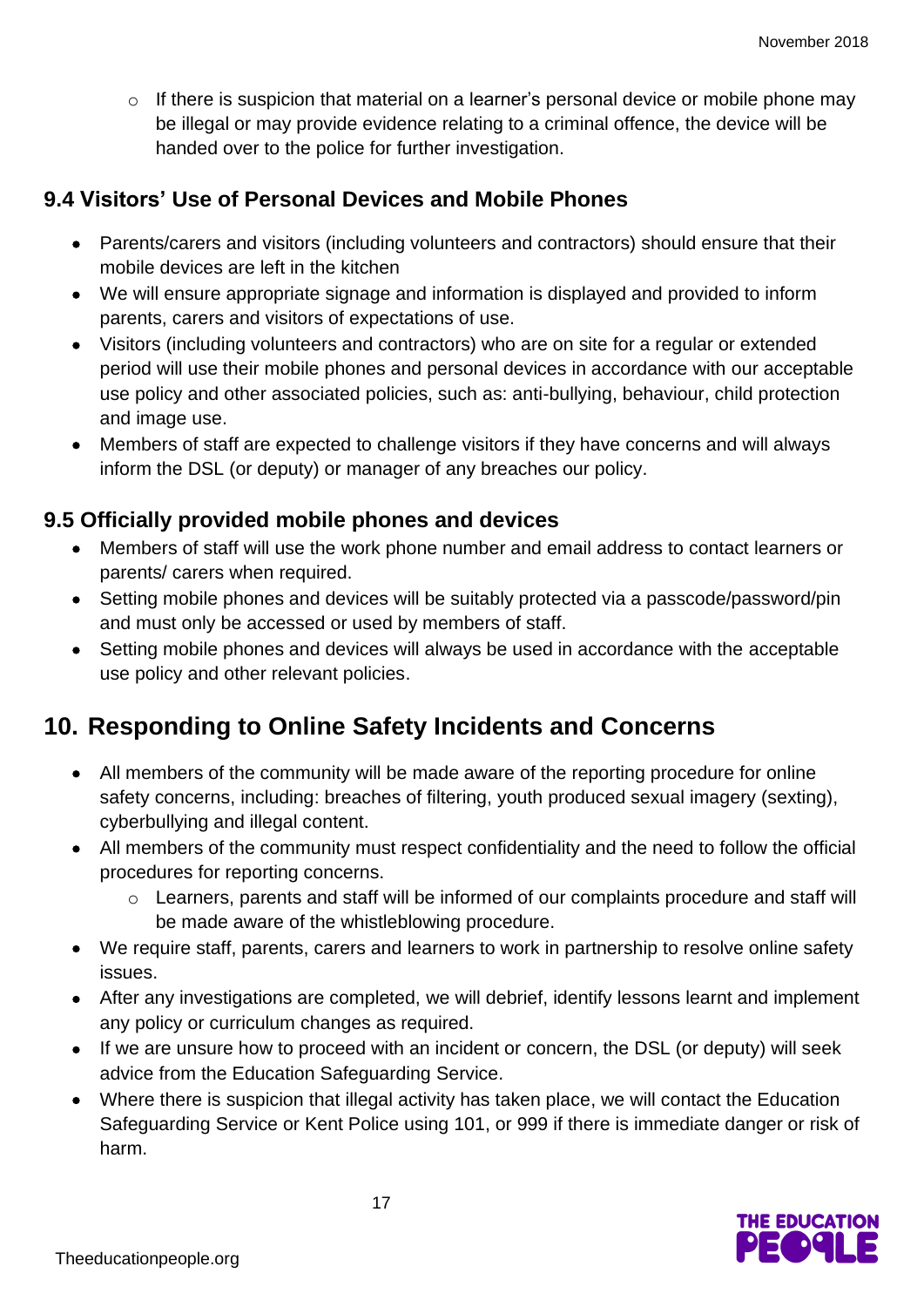- If there is suspicion that material on a learner's personal device or mobile phone may be illegal or may provide evidence relating to a criminal offence, the device will be handed over to the police for further investigation.

### 9.4 Visitors' Use of Personal Devices and Mobile Phones

- Parents/carers and visitors (including volunteers and contractors) should ensure that their mobile devices are left in the kitchen
- We will ensure appropriate signage and information is displayed and provided to inform parents, carers and visitors of expectations of use.
- Visitors (including volunteers and contractors) who are on site for a regular or extended period will use their mobile phones and personal devices in accordance with our acceptable use policy and other associated policies, such as: anti-bullying, behaviour, child protection and image use.
- Members of staff are expected to challenge visitors if they have concerns and will always inform the DSL (or deputy) or manager of any breaches our policy.

### 9.5 Officially provided mobile phones and devices

- Members of staff will use the work phone number and email address to contact learners or parents/ carers when required.
- Setting mobile phones and devices will be suitably protected via a passcode/password/pin and must only be accessed or used by members of staff.
- Setting mobile phones and devices will always be used in accordance with the acceptable use policy and other relevant policies.

## 10. Responding to Online Safety Incidents and Concerns

- All members of the community will be made aware of the reporting procedure for online safety concerns, including: breaches of filtering, youth produced sexual imagery (sexting), cyberbullying and illegal content.
- All members of the community must respect confidentiality and the need to follow the official procedures for reporting concerns.
    - Learners, parents and staff will be informed of our complaints procedure and staff will be made aware of the whistleblowing procedure.
- We require staff, parents, carers and learners to work in partnership to resolve online safety issues.
- After any investigations are completed, we will debrief, identify lessons learnt and implement any policy or curriculum changes as required.
- If we are unsure how to proceed with an incident or concern, the DSL (or deputy) will seek advice from the Education Safeguarding Service.
- Where there is suspicion that illegal activity has taken place, we will contact the Education Safeguarding Service or Kent Police using 101, or 999 if there is immediate danger or risk of harm.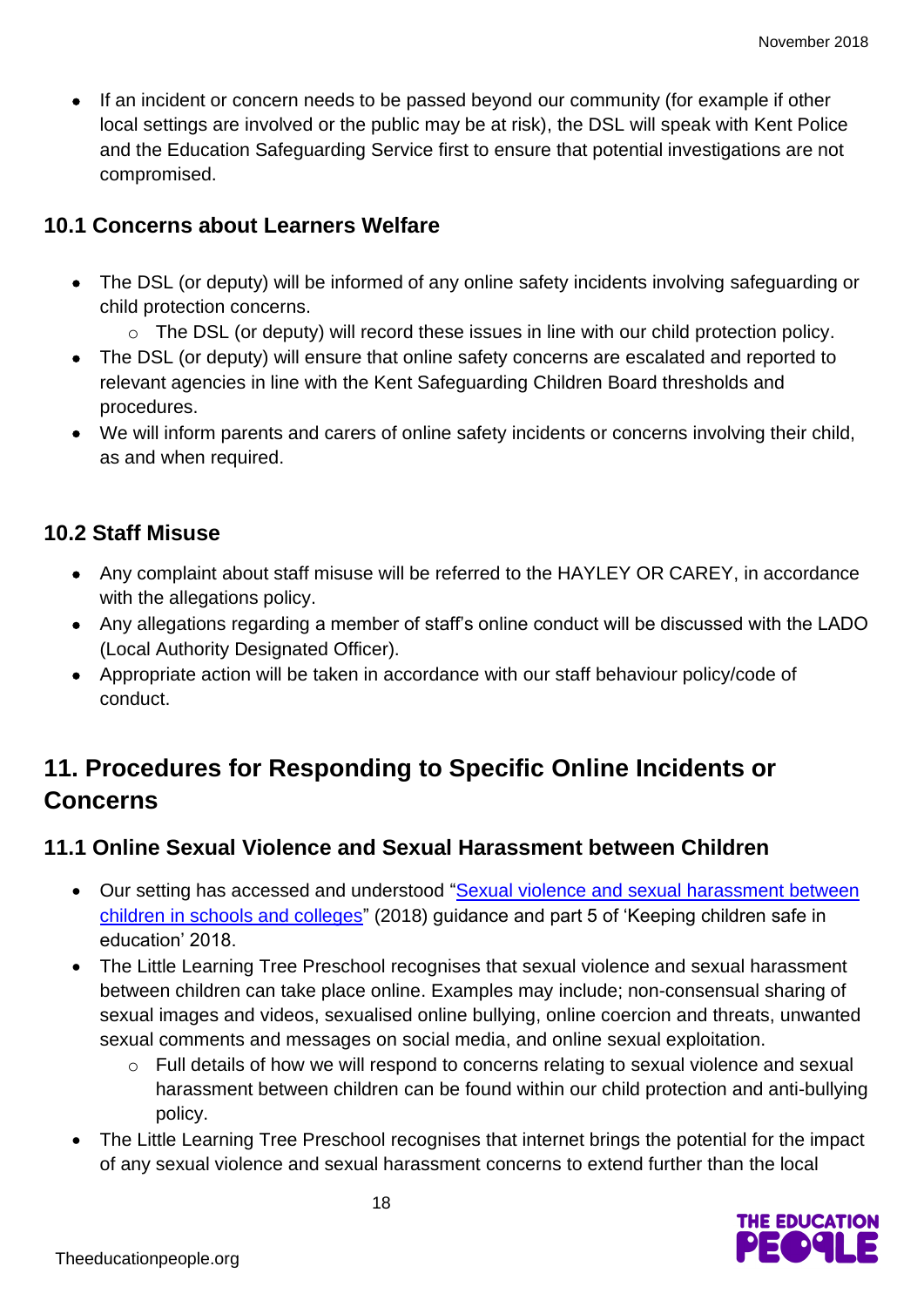- If an incident or concern needs to be passed beyond our community (for example if other local settings are involved or the public may be at risk), the DSL will speak with Kent Police and the Education Safeguarding Service first to ensure that potential investigations are not compromised.

### 10.1 Concerns about Learners Welfare

- The DSL (or deputy) will be informed of any online safety incidents involving safeguarding or child protection concerns.
    - The DSL (or deputy) will record these issues in line with our child protection policy.
- The DSL (or deputy) will ensure that online safety concerns are escalated and reported to relevant agencies in line with the Kent Safeguarding Children Board thresholds and procedures.
- We will inform parents and carers of online safety incidents or concerns involving their child, as and when required.

### 10.2 Staff Misuse

- Any complaint about staff misuse will be referred to the HAYLEY OR CAREY, in accordance with the allegations policy.
- Any allegations regarding a member of staff's online conduct will be discussed with the LADO (Local Authority Designated Officer).
- Appropriate action will be taken in accordance with our staff behaviour policy/code of conduct.

## 11. Procedures for Responding to Specific Online Incidents or Concerns

### 11.1 Online Sexual Violence and Sexual Harassment between Children

- Our setting has accessed and understood "Sexual violence and sexual harassment between children in schools and colleges" (2018) guidance and part 5 of 'Keeping children safe in education' 2018.
- The Little Learning Tree Preschool recognises that sexual violence and sexual harassment between children can take place online. Examples may include; non-consensual sharing of sexual images and videos, sexualised online bullying, online coercion and threats, unwanted sexual comments and messages on social media, and online sexual exploitation.
    - Full details of how we will respond to concerns relating to sexual violence and sexual harassment between children can be found within our child protection and anti-bullying policy.
- The Little Learning Tree Preschool recognises that internet brings the potential for the impact of any sexual violence and sexual harassment concerns to extend further than the local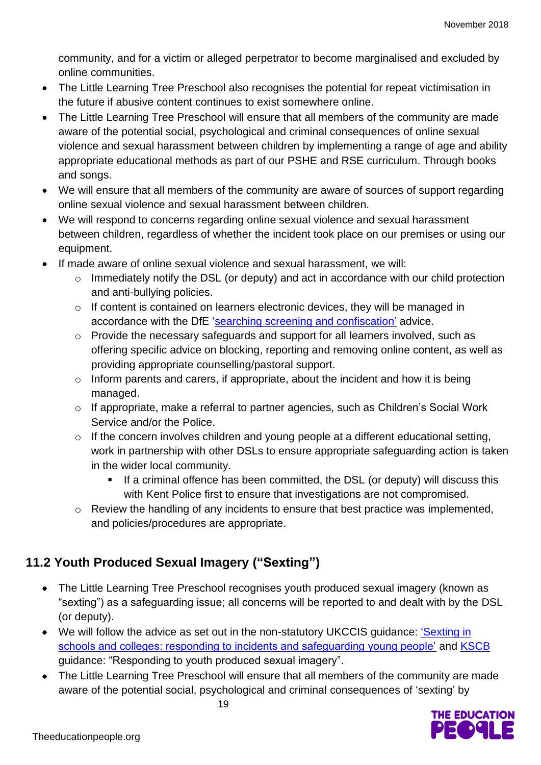community, and for a victim or alleged perpetrator to become marginalised and excluded by online communities.

- The Little Learning Tree Preschool also recognises the potential for repeat victimisation in the future if abusive content continues to exist somewhere online.
- The Little Learning Tree Preschool will ensure that all members of the community are made aware of the potential social, psychological and criminal consequences of online sexual violence and sexual harassment between children by implementing a range of age and ability appropriate educational methods as part of our PSHE and RSE curriculum. Through books and songs.
- We will ensure that all members of the community are aware of sources of support regarding online sexual violence and sexual harassment between children.
- We will respond to concerns regarding online sexual violence and sexual harassment between children, regardless of whether the incident took place on our premises or using our equipment.
- If made aware of online sexual violence and sexual harassment, we will:
  - Immediately notify the DSL (or deputy) and act in accordance with our child protection and anti-bullying policies.
  - If content is contained on learners electronic devices, they will be managed in accordance with the DfE 'searching screening and confiscation' advice.
  - Provide the necessary safeguards and support for all learners involved, such as offering specific advice on blocking, reporting and removing online content, as well as providing appropriate counselling/pastoral support.
  - Inform parents and carers, if appropriate, about the incident and how it is being managed.
  - If appropriate, make a referral to partner agencies, such as Children's Social Work Service and/or the Police.
  - If the concern involves children and young people at a different educational setting, work in partnership with other DSLs to ensure appropriate safeguarding action is taken in the wider local community.
    - If a criminal offence has been committed, the DSL (or deputy) will discuss this with Kent Police first to ensure that investigations are not compromised.
  - Review the handling of any incidents to ensure that best practice was implemented, and policies/procedures are appropriate.

## 11.2 Youth Produced Sexual Imagery ("Sexting")

- The Little Learning Tree Preschool recognises youth produced sexual imagery (known as "sexting") as a safeguarding issue; all concerns will be reported to and dealt with by the DSL (or deputy).
- We will follow the advice as set out in the non-statutory UKCCIS guidance: 'Sexting in schools and colleges: responding to incidents and safeguarding young people' and KSCB guidance: "Responding to youth produced sexual imagery".
- The Little Learning Tree Preschool will ensure that all members of the community are made aware of the potential social, psychological and criminal consequences of 'sexting' by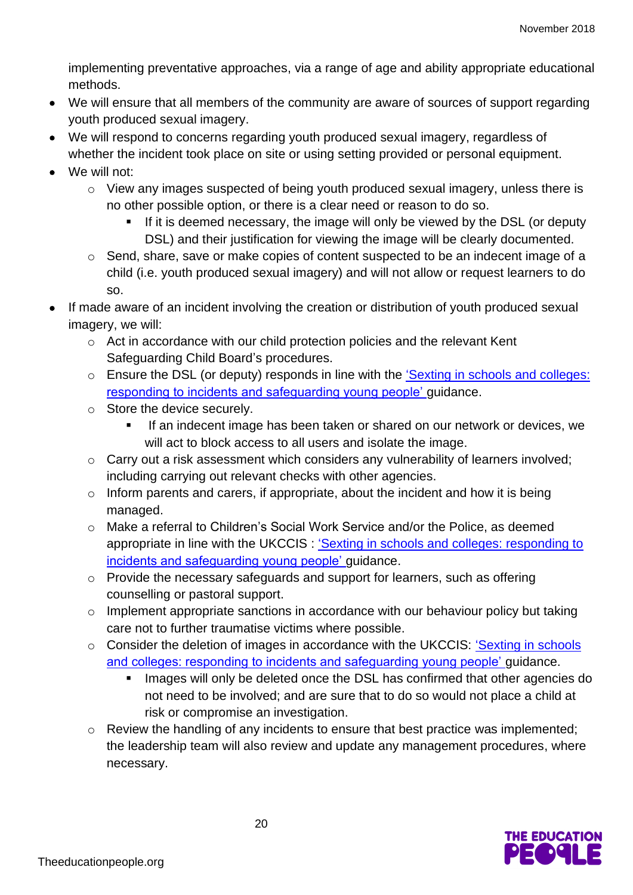implementing preventative approaches, via a range of age and ability appropriate educational methods.

- We will ensure that all members of the community are aware of sources of support regarding youth produced sexual imagery.
- We will respond to concerns regarding youth produced sexual imagery, regardless of whether the incident took place on site or using setting provided or personal equipment.
- We will not:
    - View any images suspected of being youth produced sexual imagery, unless there is no other possible option, or there is a clear need or reason to do so.
        - If it is deemed necessary, the image will only be viewed by the DSL (or deputy DSL) and their justification for viewing the image will be clearly documented.
    - Send, share, save or make copies of content suspected to be an indecent image of a child (i.e. youth produced sexual imagery) and will not allow or request learners to do so.
- If made aware of an incident involving the creation or distribution of youth produced sexual imagery, we will:
    - Act in accordance with our child protection policies and the relevant Kent Safeguarding Child Board's procedures.
    - Ensure the DSL (or deputy) responds in line with the 'Sexting in schools and colleges: responding to incidents and safeguarding young people' guidance.
    - Store the device securely.
        - If an indecent image has been taken or shared on our network or devices, we will act to block access to all users and isolate the image.
    - Carry out a risk assessment which considers any vulnerability of learners involved; including carrying out relevant checks with other agencies.
    - Inform parents and carers, if appropriate, about the incident and how it is being managed.
    - Make a referral to Children's Social Work Service and/or the Police, as deemed appropriate in line with the UKCCIS : 'Sexting in schools and colleges: responding to incidents and safeguarding young people' guidance.
    - Provide the necessary safeguards and support for learners, such as offering counselling or pastoral support.
    - Implement appropriate sanctions in accordance with our behaviour policy but taking care not to further traumatise victims where possible.
    - Consider the deletion of images in accordance with the UKCCIS: 'Sexting in schools and colleges: responding to incidents and safeguarding young people' guidance.
        - Images will only be deleted once the DSL has confirmed that other agencies do not need to be involved; and are sure that to do so would not place a child at risk or compromise an investigation.
    - Review the handling of any incidents to ensure that best practice was implemented; the leadership team will also review and update any management procedures, where necessary.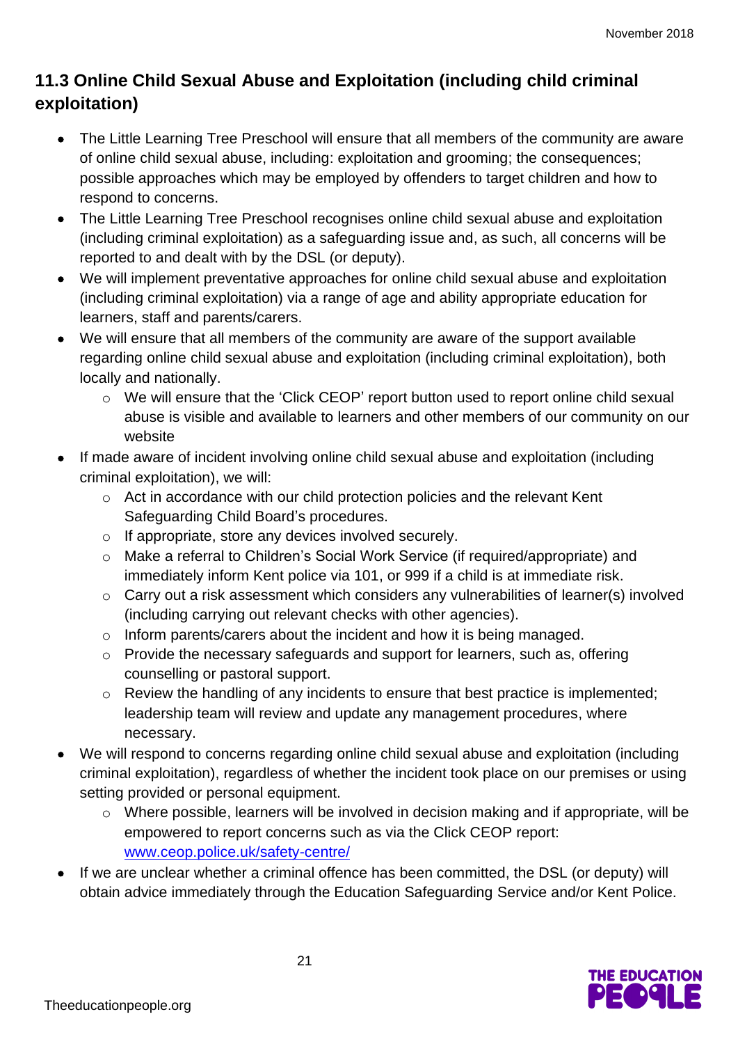## 11.3 Online Child Sexual Abuse and Exploitation (including child criminal exploitation)

- The Little Learning Tree Preschool will ensure that all members of the community are aware of online child sexual abuse, including: exploitation and grooming; the consequences; possible approaches which may be employed by offenders to target children and how to respond to concerns.
- The Little Learning Tree Preschool recognises online child sexual abuse and exploitation (including criminal exploitation) as a safeguarding issue and, as such, all concerns will be reported to and dealt with by the DSL (or deputy).
- We will implement preventative approaches for online child sexual abuse and exploitation (including criminal exploitation) via a range of age and ability appropriate education for learners, staff and parents/carers.
- We will ensure that all members of the community are aware of the support available regarding online child sexual abuse and exploitation (including criminal exploitation), both locally and nationally.
  - We will ensure that the 'Click CEOP' report button used to report online child sexual abuse is visible and available to learners and other members of our community on our website
- If made aware of incident involving online child sexual abuse and exploitation (including criminal exploitation), we will:
  - Act in accordance with our child protection policies and the relevant Kent Safeguarding Child Board's procedures.
  - If appropriate, store any devices involved securely.
  - Make a referral to Children's Social Work Service (if required/appropriate) and immediately inform Kent police via 101, or 999 if a child is at immediate risk.
  - Carry out a risk assessment which considers any vulnerabilities of learner(s) involved (including carrying out relevant checks with other agencies).
  - Inform parents/carers about the incident and how it is being managed.
  - Provide the necessary safeguards and support for learners, such as, offering counselling or pastoral support.
  - Review the handling of any incidents to ensure that best practice is implemented; leadership team will review and update any management procedures, where necessary.
- We will respond to concerns regarding online child sexual abuse and exploitation (including criminal exploitation), regardless of whether the incident took place on our premises or using setting provided or personal equipment.
  - Where possible, learners will be involved in decision making and if appropriate, will be empowered to report concerns such as via the Click CEOP report: [www.ceop.police.uk/safety-centre/](http://www.ceop.police.uk/safety-centre/)
- If we are unclear whether a criminal offence has been committed, the DSL (or deputy) will obtain advice immediately through the Education Safeguarding Service and/or Kent Police.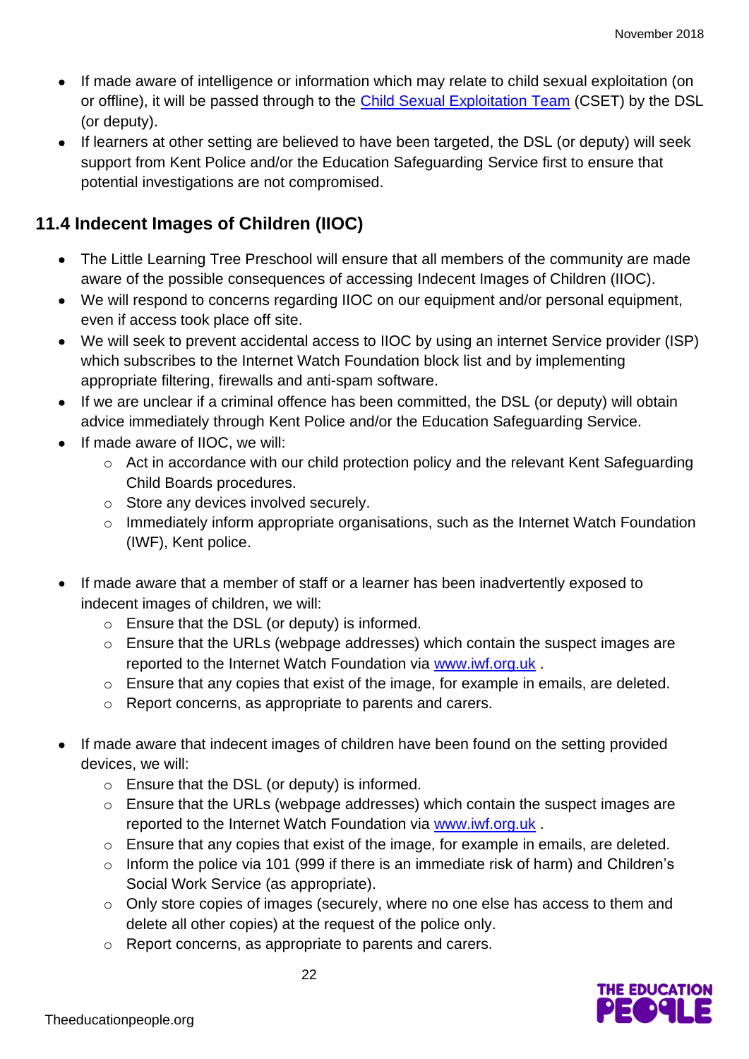- If made aware of intelligence or information which may relate to child sexual exploitation (on or offline), it will be passed through to the [Child Sexual Exploitation Team](#) (CSET) by the DSL (or deputy).
- If learners at other setting are believed to have been targeted, the DSL (or deputy) will seek support from Kent Police and/or the Education Safeguarding Service first to ensure that potential investigations are not compromised.

## 11.4 Indecent Images of Children (IIOC)

- The Little Learning Tree Preschool will ensure that all members of the community are made aware of the possible consequences of accessing Indecent Images of Children (IIOC).
- We will respond to concerns regarding IIOC on our equipment and/or personal equipment, even if access took place off site.
- We will seek to prevent accidental access to IIOC by using an internet Service provider (ISP) which subscribes to the Internet Watch Foundation block list and by implementing appropriate filtering, firewalls and anti-spam software.
- If we are unclear if a criminal offence has been committed, the DSL (or deputy) will obtain advice immediately through Kent Police and/or the Education Safeguarding Service.
- If made aware of IIOC, we will:
    - Act in accordance with our child protection policy and the relevant Kent Safeguarding Child Boards procedures.
    - Store any devices involved securely.
    - Immediately inform appropriate organisations, such as the Internet Watch Foundation (IWF), Kent police.

- If made aware that a member of staff or a learner has been inadvertently exposed to indecent images of children, we will:
    - Ensure that the DSL (or deputy) is informed.
    - Ensure that the URLs (webpage addresses) which contain the suspect images are reported to the Internet Watch Foundation via [www.iwf.org.uk](http://www.iwf.org.uk) .
    - Ensure that any copies that exist of the image, for example in emails, are deleted.
    - Report concerns, as appropriate to parents and carers.

- If made aware that indecent images of children have been found on the setting provided devices, we will:
    - Ensure that the DSL (or deputy) is informed.
    - Ensure that the URLs (webpage addresses) which contain the suspect images are reported to the Internet Watch Foundation via [www.iwf.org.uk](http://www.iwf.org.uk) .
    - Ensure that any copies that exist of the image, for example in emails, are deleted.
    - Inform the police via 101 (999 if there is an immediate risk of harm) and Children's Social Work Service (as appropriate).
    - Only store copies of images (securely, where no one else has access to them and delete all other copies) at the request of the police only.
    - Report concerns, as appropriate to parents and carers.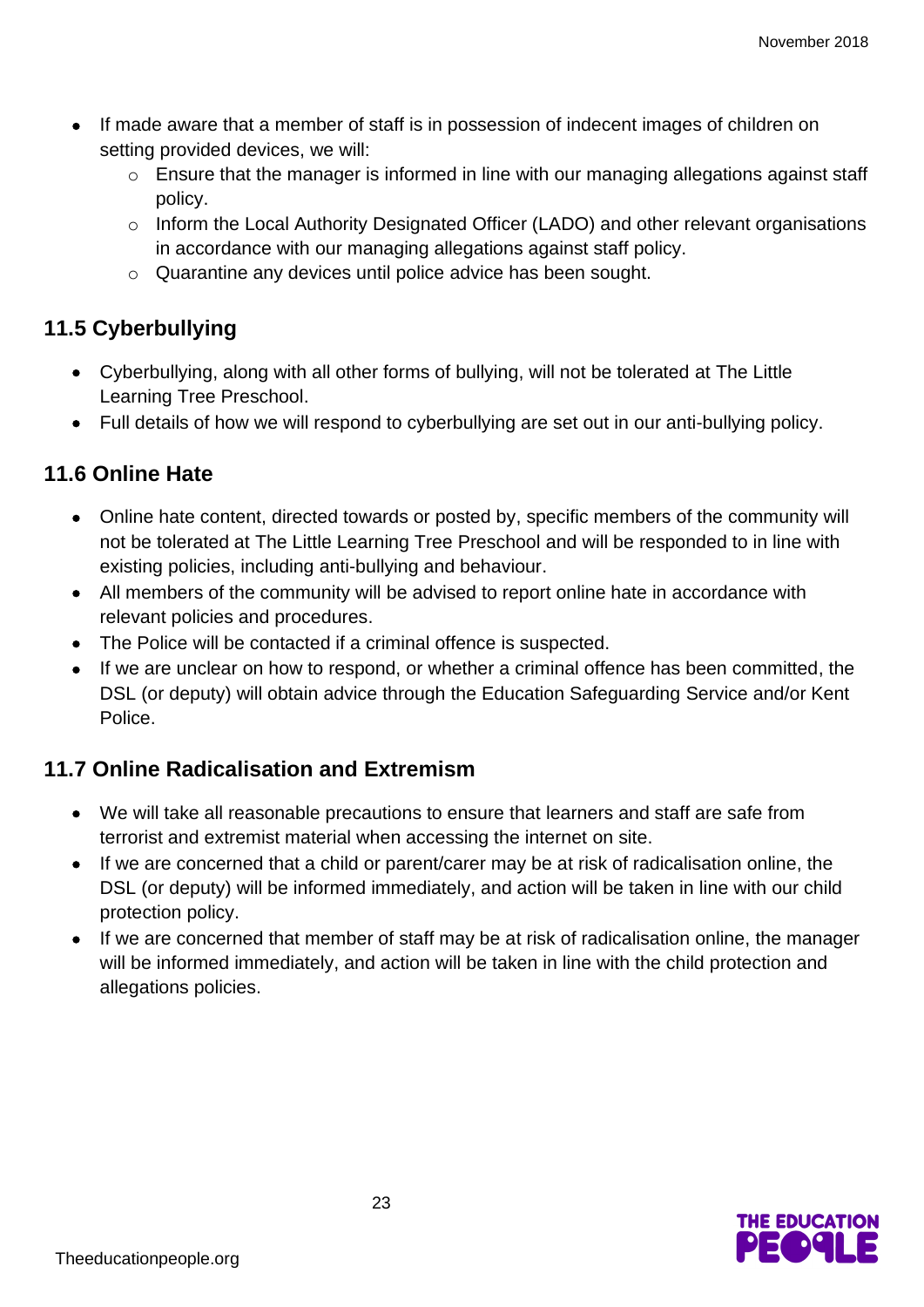- If made aware that a member of staff is in possession of indecent images of children on setting provided devices, we will:
    - Ensure that the manager is informed in line with our managing allegations against staff policy.
    - Inform the Local Authority Designated Officer (LADO) and other relevant organisations in accordance with our managing allegations against staff policy.
    - Quarantine any devices until police advice has been sought.

## 11.5 Cyberbullying

- Cyberbullying, along with all other forms of bullying, will not be tolerated at The Little Learning Tree Preschool.
- Full details of how we will respond to cyberbullying are set out in our anti-bullying policy.

## 11.6 Online Hate

- Online hate content, directed towards or posted by, specific members of the community will not be tolerated at The Little Learning Tree Preschool and will be responded to in line with existing policies, including anti-bullying and behaviour.
- All members of the community will be advised to report online hate in accordance with relevant policies and procedures.
- The Police will be contacted if a criminal offence is suspected.
- If we are unclear on how to respond, or whether a criminal offence has been committed, the DSL (or deputy) will obtain advice through the Education Safeguarding Service and/or Kent Police.

## 11.7 Online Radicalisation and Extremism

- We will take all reasonable precautions to ensure that learners and staff are safe from terrorist and extremist material when accessing the internet on site.
- If we are concerned that a child or parent/carer may be at risk of radicalisation online, the DSL (or deputy) will be informed immediately, and action will be taken in line with our child protection policy.
- If we are concerned that member of staff may be at risk of radicalisation online, the manager will be informed immediately, and action will be taken in line with the child protection and allegations policies.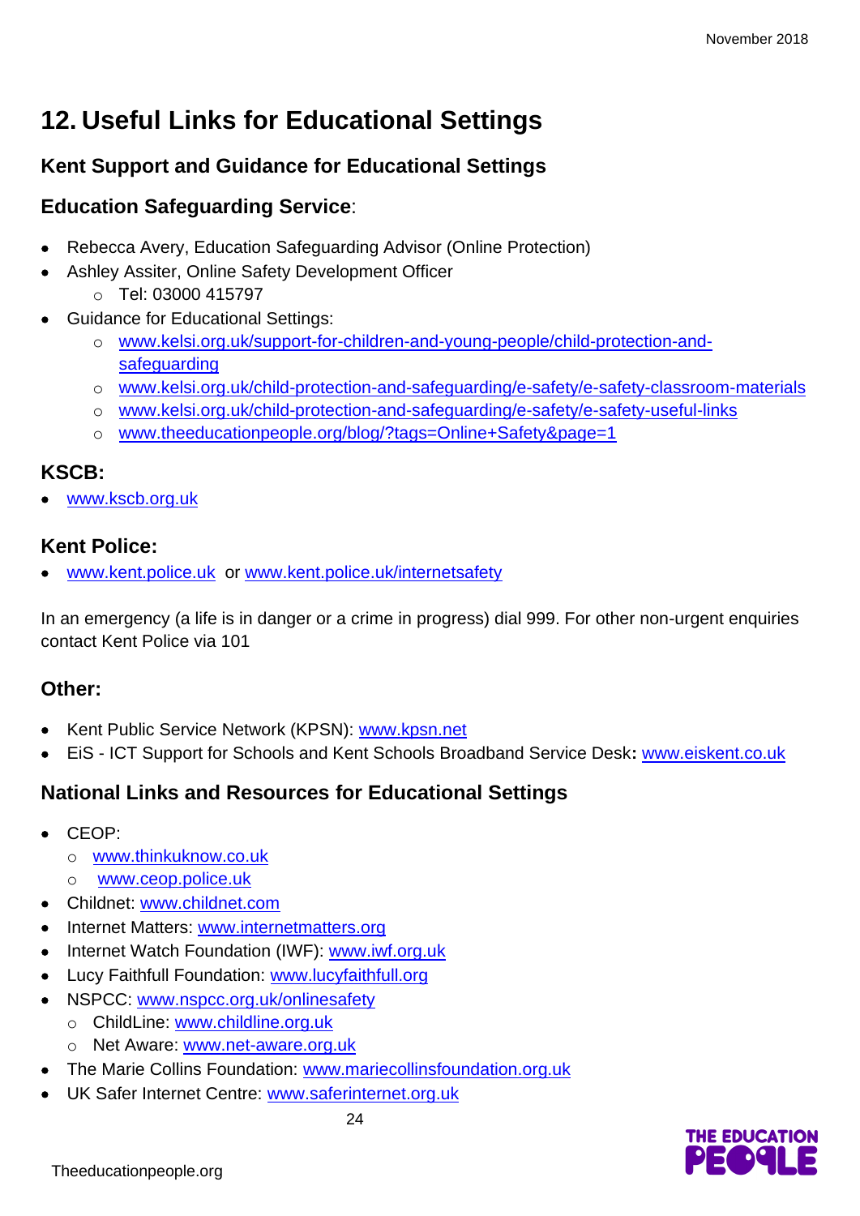# 12. Useful Links for Educational Settings

## Kent Support and Guidance for Educational Settings

### **Education Safeguarding Service**:

- Rebecca Avery, Education Safeguarding Advisor (Online Protection)
- Ashley Assiter, Online Safety Development Officer
    - Tel: 03000 415797
- Guidance for Educational Settings:
    - www.kelsi.org.uk/support-for-children-and-young-people/child-protection-and-safeguarding
    - www.kelsi.org.uk/child-protection-and-safeguarding/e-safety/e-safety-classroom-materials
    - www.kelsi.org.uk/child-protection-and-safeguarding/e-safety/e-safety-useful-links
    - www.theeducationpeople.org/blog/?tags=Online+Safety&page=1

### KSCB:

- www.kscb.org.uk

### Kent Police:

- www.kent.police.uk or www.kent.police.uk/internetsafety

In an emergency (a life is in danger or a crime in progress) dial 999. For other non-urgent enquiries contact Kent Police via 101

### Other:

- Kent Public Service Network (KPSN): www.kpsn.net
- EiS - ICT Support for Schools and Kent Schools Broadband Service Desk**:** www.eiskent.co.uk

## National Links and Resources for Educational Settings

- CEOP:
    - www.thinkuknow.co.uk
    - www.ceop.police.uk
- Childnet: www.childnet.com
- Internet Matters: www.internetmatters.org
- Internet Watch Foundation (IWF): www.iwf.org.uk
- Lucy Faithfull Foundation: www.lucyfaithfull.org
- NSPCC: www.nspcc.org.uk/onlinesafety
    - ChildLine: www.childline.org.uk
    - Net Aware: www.net-aware.org.uk
- The Marie Collins Foundation: www.mariecollinsfoundation.org.uk
- UK Safer Internet Centre: www.saferinternet.org.uk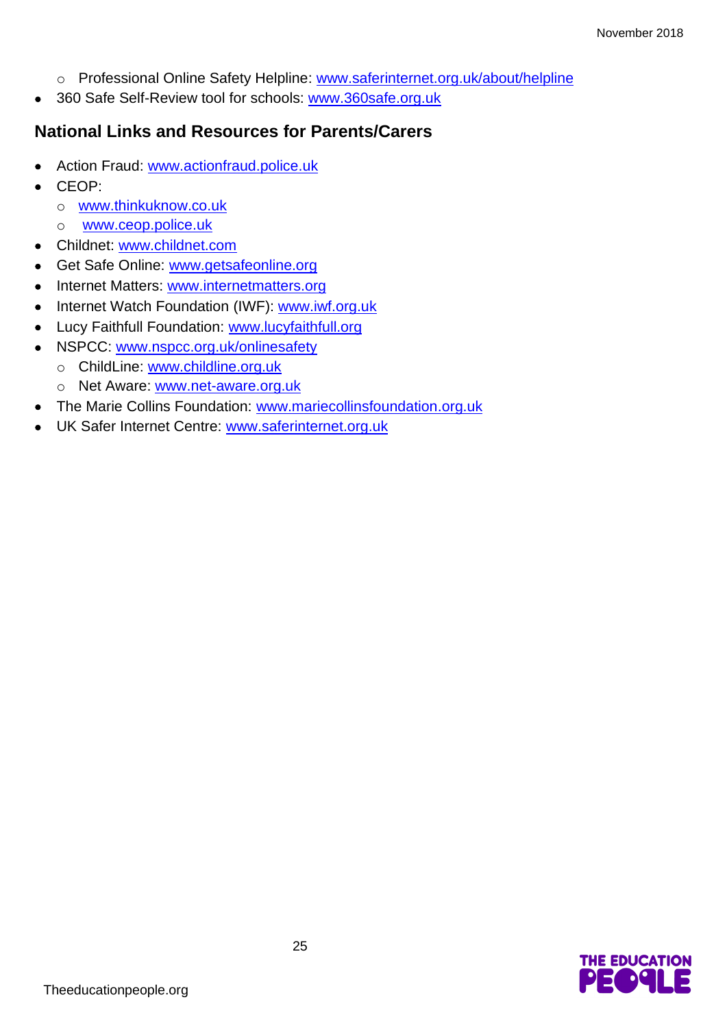- Professional Online Safety Helpline: www.saferinternet.org.uk/about/helpline
- 360 Safe Self-Review tool for schools: www.360safe.org.uk

## National Links and Resources for Parents/Carers

- Action Fraud: www.actionfraud.police.uk
- CEOP:
  - www.thinkuknow.co.uk
  - www.ceop.police.uk
- Childnet: www.childnet.com
- Get Safe Online: www.getsafeonline.org
- Internet Matters: www.internetmatters.org
- Internet Watch Foundation (IWF): www.iwf.org.uk
- Lucy Faithfull Foundation: www.lucyfaithfull.org
- NSPCC: www.nspcc.org.uk/onlinesafety
  - ChildLine: www.childline.org.uk
  - Net Aware: www.net-aware.org.uk
- The Marie Collins Foundation: www.mariecollinsfoundation.org.uk
- UK Safer Internet Centre: www.saferinternet.org.uk